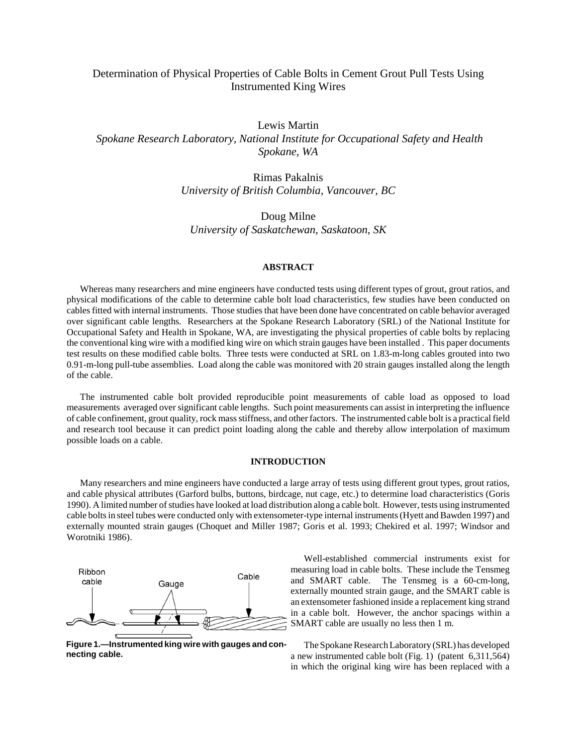# Determination of Physical Properties of Cable Bolts in Cement Grout Pull Tests Using Instrumented King Wires

Lewis Martin
*Spokane Research Laboratory, National Institute for Occupational Safety and Health*
*Spokane, WA*

Rimas Pakalnis
*University of British Columbia, Vancouver, BC*

Doug Milne
*University of Saskatchewan, Saskatoon, SK*

## ABSTRACT

Whereas many researchers and mine engineers have conducted tests using different types of grout, grout ratios, and physical modifications of the cable to determine cable bolt load characteristics, few studies have been conducted on cables fitted with internal instruments. Those studies that have been done have concentrated on cable behavior averaged over significant cable lengths. Researchers at the Spokane Research Laboratory (SRL) of the National Institute for Occupational Safety and Health in Spokane, WA, are investigating the physical properties of cable bolts by replacing the conventional king wire with a modified king wire on which strain gauges have been installed . This paper documents test results on these modified cable bolts. Three tests were conducted at SRL on 1.83-m-long cables grouted into two 0.91-m-long pull-tube assemblies. Load along the cable was monitored with 20 strain gauges installed along the length of the cable.

The instrumented cable bolt provided reproducible point measurements of cable load as opposed to load measurements averaged over significant cable lengths. Such point measurements can assist in interpreting the influence of cable confinement, grout quality, rock mass stiffness, and other factors. The instrumented cable bolt is a practical field and research tool because it can predict point loading along the cable and thereby allow interpolation of maximum possible loads on a cable.

## INTRODUCTION

Many researchers and mine engineers have conducted a large array of tests using different grout types, grout ratios, and cable physical attributes (Garford bulbs, buttons, birdcage, nut cage, etc.) to determine load characteristics (Goris 1990). A limited number of studies have looked at load distribution along a cable bolt. However, tests using instrumented cable bolts in steel tubes were conducted only with extensometer-type internal instruments (Hyett and Bawden 1997) and externally mounted strain gauges (Choquet and Miller 1987; Goris et al. 1993; Chekired et al. 1997; Windsor and Worotniki 1986).

**Figure 1.—Instrumented king wire with gauges and connecting cable.**

Well-established commercial instruments exist for measuring load in cable bolts. These include the Tensmeg and SMART cable. The Tensmeg is a 60-cm-long, externally mounted strain gauge, and the SMART cable is an extensometer fashioned inside a replacement king strand in a cable bolt. However, the anchor spacings within a SMART cable are usually no less then 1 m.

The Spokane Research Laboratory (SRL) has developed a new instrumented cable bolt (Fig. 1) (patent 6,311,564) in which the original king wire has been replaced with a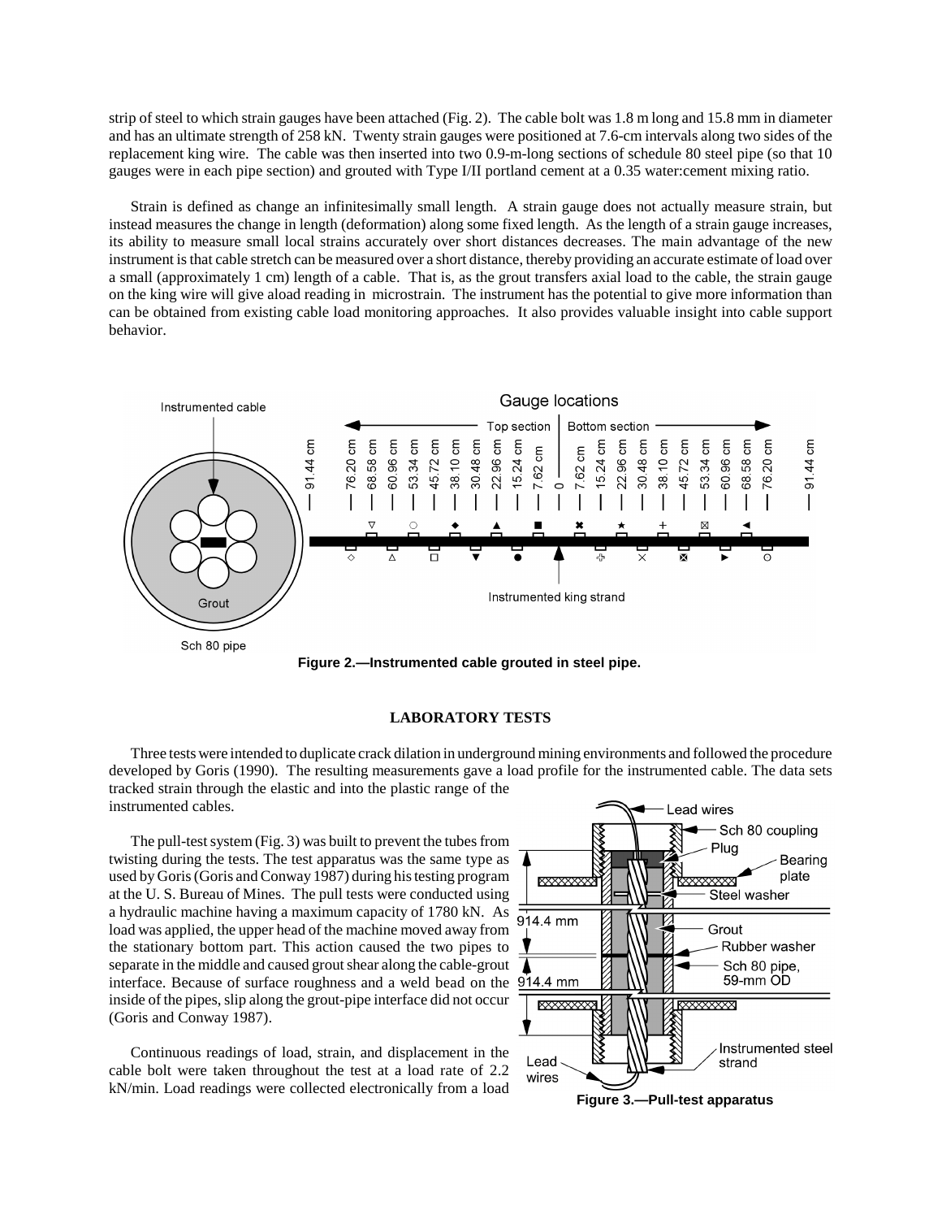strip of steel to which strain gauges have been attached (Fig. 2). The cable bolt was 1.8 m long and 15.8 mm in diameter and has an ultimate strength of 258 kN. Twenty strain gauges were positioned at 7.6-cm intervals along two sides of the replacement king wire. The cable was then inserted into two 0.9-m-long sections of schedule 80 steel pipe (so that 10 gauges were in each pipe section) and grouted with Type I/II portland cement at a 0.35 water:cement mixing ratio.

Strain is defined as change an infinitesimally small length. A strain gauge does not actually measure strain, but instead measures the change in length (deformation) along some fixed length. As the length of a strain gauge increases, its ability to measure small local strains accurately over short distances decreases. The main advantage of the new instrument is that cable stretch can be measured over a short distance, thereby providing an accurate estimate of load over a small (approximately 1 cm) length of a cable. That is, as the grout transfers axial load to the cable, the strain gauge on the king wire will give aload reading in microstrain. The instrument has the potential to give more information than can be obtained from existing cable load monitoring approaches. It also provides valuable insight into cable support behavior.

**Figure 2.—Instrumented cable grouted in steel pipe.**

## LABORATORY TESTS

Three tests were intended to duplicate crack dilation in underground mining environments and followed the procedure developed by Goris (1990). The resulting measurements gave a load profile for the instrumented cable. The data sets tracked strain through the elastic and into the plastic range of the instrumented cables.

The pull-test system (Fig. 3) was built to prevent the tubes from twisting during the tests. The test apparatus was the same type as used by Goris (Goris and Conway 1987) during his testing program at the U. S. Bureau of Mines. The pull tests were conducted using a hydraulic machine having a maximum capacity of 1780 kN. As load was applied, the upper head of the machine moved away from the stationary bottom part. This action caused the two pipes to separate in the middle and caused grout shear along the cable-grout interface. Because of surface roughness and a weld bead on the inside of the pipes, slip along the grout-pipe interface did not occur (Goris and Conway 1987).

**Figure 3.—Pull-test apparatus**

Continuous readings of load, strain, and displacement in the cable bolt were taken throughout the test at a load rate of 2.2 kN/min. Load readings were collected electronically from a load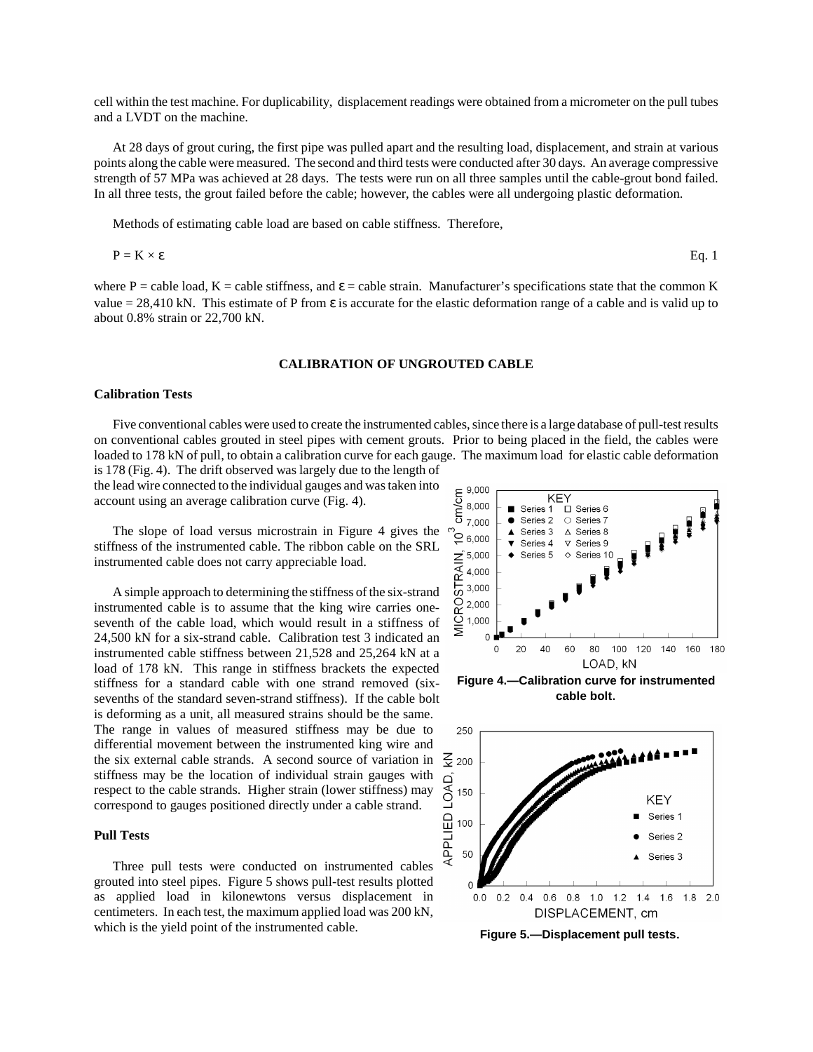cell within the test machine. For duplicability, displacement readings were obtained from a micrometer on the pull tubes and a LVDT on the machine.

At 28 days of grout curing, the first pipe was pulled apart and the resulting load, displacement, and strain at various points along the cable were measured. The second and third tests were conducted after 30 days. An average compressive strength of 57 MPa was achieved at 28 days. The tests were run on all three samples until the cable-grout bond failed. In all three tests, the grout failed before the cable; however, the cables were all undergoing plastic deformation.

Methods of estimating cable load are based on cable stiffness. Therefore,

$$P = K \times \varepsilon \qquad \text{Eq. 1}$$

where P = cable load, K = cable stiffness, and $\varepsilon$ = cable strain. Manufacturer's specifications state that the common K value = 28,410 kN. This estimate of P from $\varepsilon$ is accurate for the elastic deformation range of a cable and is valid up to about 0.8% strain or 22,700 kN.

## CALIBRATION OF UNGROUTED CABLE

### Calibration Tests

Five conventional cables were used to create the instrumented cables, since there is a large database of pull-test results on conventional cables grouted in steel pipes with cement grouts. Prior to being placed in the field, the cables were loaded to 178 kN of pull, to obtain a calibration curve for each gauge. The maximum load for elastic cable deformation is 178 (Fig. 4). The drift observed was largely due to the length of the lead wire connected to the individual gauges and was taken into account using an average calibration curve (Fig. 4).

The slope of load versus microstrain in Figure 4 gives the stiffness of the instrumented cable. The ribbon cable on the SRL instrumented cable does not carry appreciable load.

A simple approach to determining the stiffness of the six-strand instrumented cable is to assume that the king wire carries one-seventh of the cable load, which would result in a stiffness of 24,500 kN for a six-strand cable. Calibration test 3 indicated an instrumented cable stiffness between 21,528 and 25,264 kN at a load of 178 kN. This range in stiffness brackets the expected stiffness for a standard cable with one strand removed (six-sevenths of the standard seven-strand stiffness). If the cable bolt is deforming as a unit, all measured strains should be the same. The range in values of measured stiffness may be due to differential movement between the instrumented king wire and the six external cable strands. A second source of variation in stiffness may be the location of individual strain gauges with respect to the cable strands. Higher strain (lower stiffness) may correspond to gauges positioned directly under a cable strand.

**Figure 4.—Calibration curve for instrumented cable bolt.**

### Pull Tests

Three pull tests were conducted on instrumented cables grouted into steel pipes. Figure 5 shows pull-test results plotted as applied load in kilonewtons versus displacement in centimeters. In each test, the maximum applied load was 200 kN, which is the yield point of the instrumented cable.

**Figure 5.—Displacement pull tests.**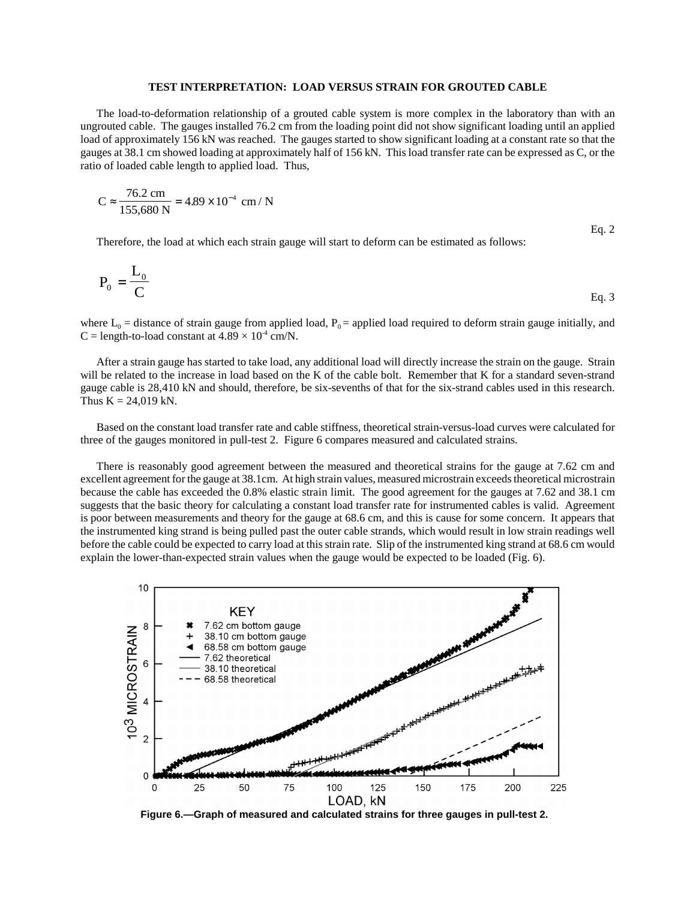### TEST INTERPRETATION: LOAD VERSUS STRAIN FOR GROUTED CABLE

The load-to-deformation relationship of a grouted cable system is more complex in the laboratory than with an ungrouted cable. The gauges installed 76.2 cm from the loading point did not show significant loading until an applied load of approximately 156 kN was reached. The gauges started to show significant loading at a constant rate so that the gauges at 38.1 cm showed loading at approximately half of 156 kN. This load transfer rate can be expressed as C, or the ratio of loaded cable length to applied load. Thus,

$$C \approx \frac{76.2 \text{ cm}}{155{,}680 \text{ N}} = 4.89 \times 10^{-4} \text{ cm / N} \quad \text{Eq. 2}$$

Therefore, the load at which each strain gauge will start to deform can be estimated as follows:

$$P_0 = \frac{L_0}{C} \quad \text{Eq. 3}$$

where $L_0$ = distance of strain gauge from applied load, $P_0$ = applied load required to deform strain gauge initially, and $C$ = length-to-load constant at $4.89 \times 10^{-4}$ cm/N.

After a strain gauge has started to take load, any additional load will directly increase the strain on the gauge. Strain will be related to the increase in load based on the K of the cable bolt. Remember that K for a standard seven-strand gauge cable is 28,410 kN and should, therefore, be six-sevenths of that for the six-strand cables used in this research. Thus K = 24,019 kN.

Based on the constant load transfer rate and cable stiffness, theoretical strain-versus-load curves were calculated for three of the gauges monitored in pull-test 2. Figure 6 compares measured and calculated strains.

There is reasonably good agreement between the measured and theoretical strains for the gauge at 7.62 cm and excellent agreement for the gauge at 38.1cm. At high strain values, measured microstrain exceeds theoretical microstrain because the cable has exceeded the 0.8% elastic strain limit. The good agreement for the gauges at 7.62 and 38.1 cm suggests that the basic theory for calculating a constant load transfer rate for instrumented cables is valid. Agreement is poor between measurements and theory for the gauge at 68.6 cm, and this is cause for some concern. It appears that the instrumented king strand is being pulled past the outer cable strands, which would result in low strain readings well before the cable could be expected to carry load at this strain rate. Slip of the instrumented king strand at 68.6 cm would explain the lower-than-expected strain values when the gauge would be expected to be loaded (Fig. 6).

**Figure 6.—Graph of measured and calculated strains for three gauges in pull-test 2.**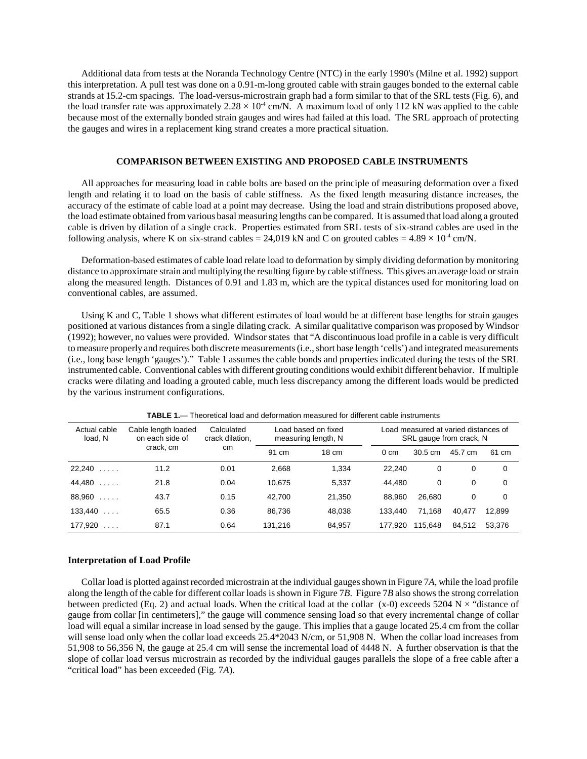Additional data from tests at the Noranda Technology Centre (NTC) in the early 1990's (Milne et al. 1992) support this interpretation. A pull test was done on a 0.91-m-long grouted cable with strain gauges bonded to the external cable strands at 15.2-cm spacings. The load-versus-microstrain graph had a form similar to that of the SRL tests (Fig. 6), and the load transfer rate was approximately $2.28 \times 10^{-4}$ cm/N. A maximum load of only 112 kN was applied to the cable because most of the externally bonded strain gauges and wires had failed at this load. The SRL approach of protecting the gauges and wires in a replacement king strand creates a more practical situation.

## COMPARISON BETWEEN EXISTING AND PROPOSED CABLE INSTRUMENTS

All approaches for measuring load in cable bolts are based on the principle of measuring deformation over a fixed length and relating it to load on the basis of cable stiffness. As the fixed length measuring distance increases, the accuracy of the estimate of cable load at a point may decrease. Using the load and strain distributions proposed above, the load estimate obtained from various basal measuring lengths can be compared. It is assumed that load along a grouted cable is driven by dilation of a single crack. Properties estimated from SRL tests of six-strand cables are used in the following analysis, where K on six-strand cables = 24,019 kN and C on grouted cables = $4.89 \times 10^{-4}$ cm/N.

Deformation-based estimates of cable load relate load to deformation by simply dividing deformation by monitoring distance to approximate strain and multiplying the resulting figure by cable stiffness. This gives an average load or strain along the measured length. Distances of 0.91 and 1.83 m, which are the typical distances used for monitoring load on conventional cables, are assumed.

Using K and C, Table 1 shows what different estimates of load would be at different base lengths for strain gauges positioned at various distances from a single dilating crack. A similar qualitative comparison was proposed by Windsor (1992); however, no values were provided. Windsor states that "A discontinuous load profile in a cable is very difficult to measure properly and requires both discrete measurements (i.e., short base length 'cells') and integrated measurements (i.e., long base length 'gauges')." Table 1 assumes the cable bonds and properties indicated during the tests of the SRL instrumented cable. Conventional cables with different grouting conditions would exhibit different behavior. If multiple cracks were dilating and loading a grouted cable, much less discrepancy among the different loads would be predicted by the various instrument configurations.

**TABLE 1.**— Theoretical load and deformation measured for different cable instruments

| Actual cable load, N | Cable length loaded on each side of crack, cm | Calculated crack dilation, cm | Load based on fixed measuring length, N | | Load measured at varied distances of SRL gauge from crack, N | | | |
|---|---|---|---|---|---|---|---|---|
| | | | 91 cm | 18 cm | 0 cm | 30.5 cm | 45.7 cm | 61 cm |
| 22,240 . . . . . | 11.2 | 0.01 | 2,668 | 1,334 | 22,240 | 0 | 0 | 0 |
| 44,480 . . . . . | 21.8 | 0.04 | 10,675 | 5,337 | 44,480 | 0 | 0 | 0 |
| 88,960 . . . . . | 43.7 | 0.15 | 42,700 | 21,350 | 88,960 | 26,680 | 0 | 0 |
| 133,440 . . . . | 65.5 | 0.36 | 86,736 | 48,038 | 133,440 | 71,168 | 40,477 | 12,899 |
| 177,920 . . . . | 87.1 | 0.64 | 131,216 | 84,957 | 177,920 | 115,648 | 84,512 | 53,376 |

### Interpretation of Load Profile

Collar load is plotted against recorded microstrain at the individual gauges shown in Figure 7*A*, while the load profile along the length of the cable for different collar loads is shown in Figure 7*B*. Figure 7*B* also shows the strong correlation between predicted (Eq. 2) and actual loads. When the critical load at the collar (x-0) exceeds 5204 N × "distance of gauge from collar [in centimeters]," the gauge will commence sensing load so that every incremental change of collar load will equal a similar increase in load sensed by the gauge. This implies that a gauge located 25.4 cm from the collar will sense load only when the collar load exceeds 25.4*2043 N/cm, or 51,908 N. When the collar load increases from 51,908 to 56,356 N, the gauge at 25.4 cm will sense the incremental load of 4448 N. A further observation is that the slope of collar load versus microstrain as recorded by the individual gauges parallels the slope of a free cable after a "critical load" has been exceeded (Fig. 7*A*).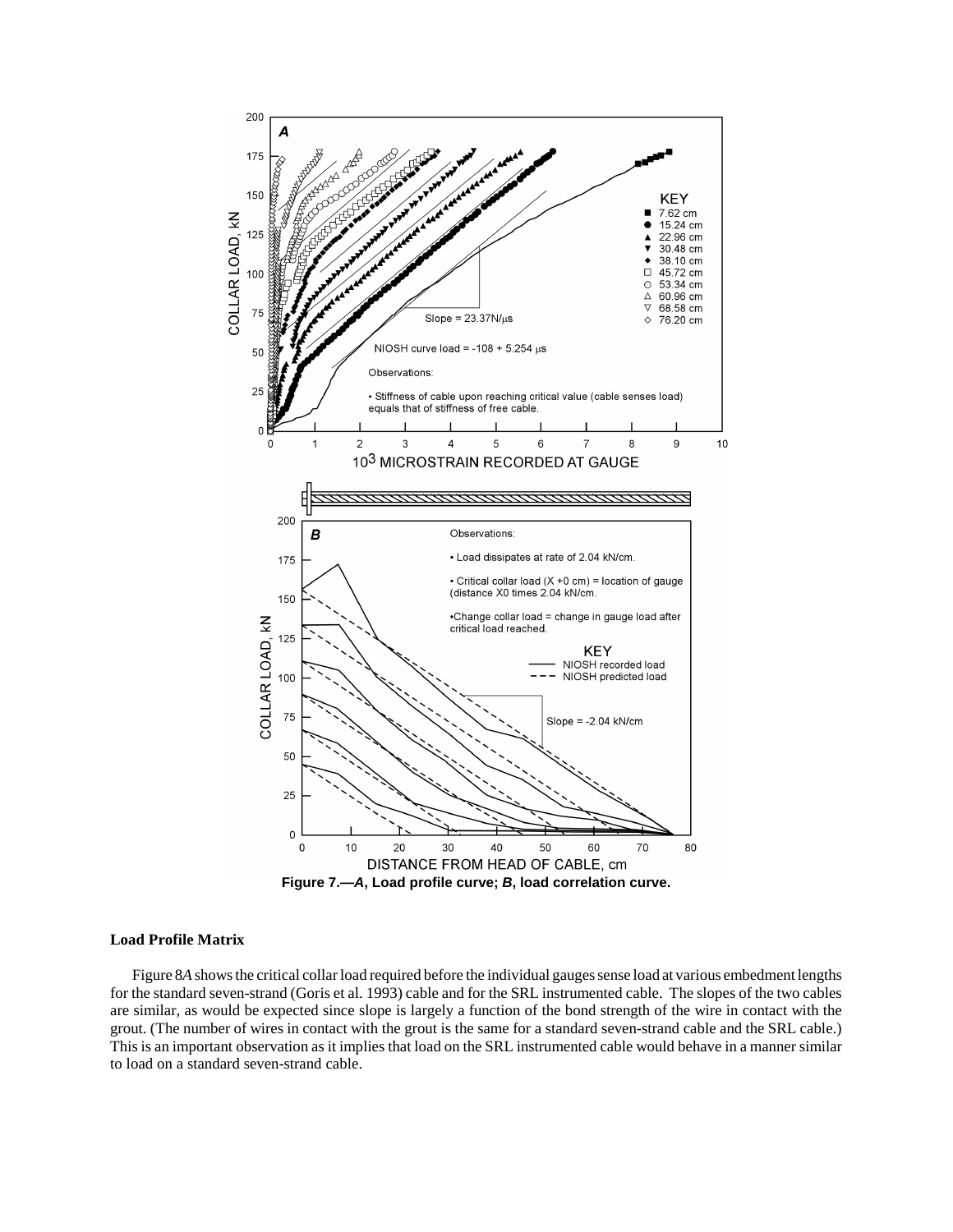Figure 7.—*A*, Load profile curve; *B*, load correlation curve.

### Load Profile Matrix

Figure 8*A* shows the critical collar load required before the individual gauges sense load at various embedment lengths for the standard seven-strand (Goris et al. 1993) cable and for the SRL instrumented cable. The slopes of the two cables are similar, as would be expected since slope is largely a function of the bond strength of the wire in contact with the grout. (The number of wires in contact with the grout is the same for a standard seven-strand cable and the SRL cable.) This is an important observation as it implies that load on the SRL instrumented cable would behave in a manner similar to load on a standard seven-strand cable.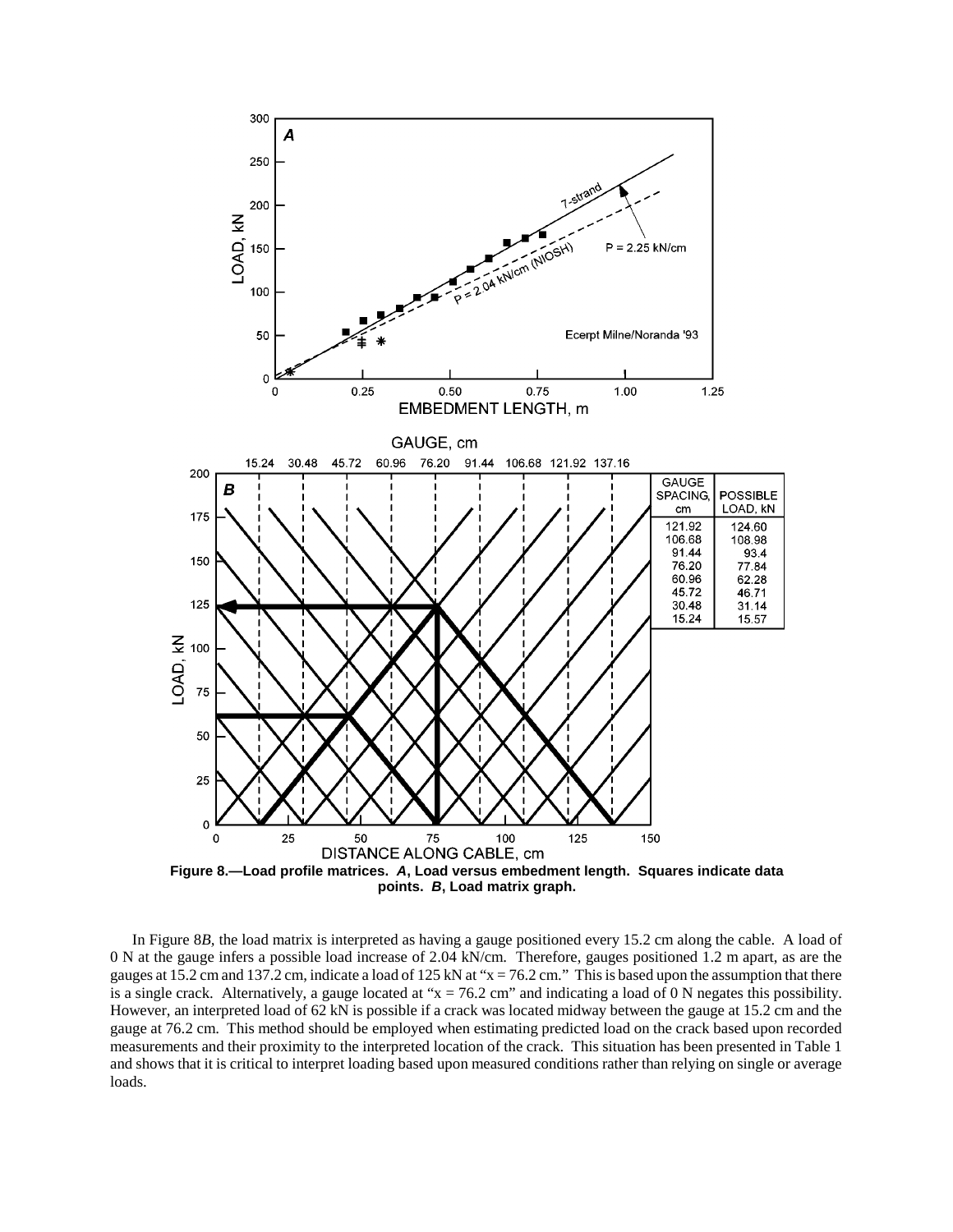**Figure 8.—Load profile matrices. *A*, Load versus embedment length. Squares indicate data points. *B*, Load matrix graph.**

| GAUGE SPACING, cm | POSSIBLE LOAD, kN |
|---|---|
| 121.92 | 124.60 |
| 106.68 | 108.98 |
| 91.44 | 93.4 |
| 76.20 | 77.84 |
| 60.96 | 62.28 |
| 45.72 | 46.71 |
| 30.48 | 31.14 |
| 15.24 | 15.57 |

In Figure 8*B*, the load matrix is interpreted as having a gauge positioned every 15.2 cm along the cable. A load of 0 N at the gauge infers a possible load increase of 2.04 kN/cm. Therefore, gauges positioned 1.2 m apart, as are the gauges at 15.2 cm and 137.2 cm, indicate a load of 125 kN at "x = 76.2 cm." This is based upon the assumption that there is a single crack. Alternatively, a gauge located at "x = 76.2 cm" and indicating a load of 0 N negates this possibility. However, an interpreted load of 62 kN is possible if a crack was located midway between the gauge at 15.2 cm and the gauge at 76.2 cm. This method should be employed when estimating predicted load on the crack based upon recorded measurements and their proximity to the interpreted location of the crack. This situation has been presented in Table 1 and shows that it is critical to interpret loading based upon measured conditions rather than relying on single or average loads.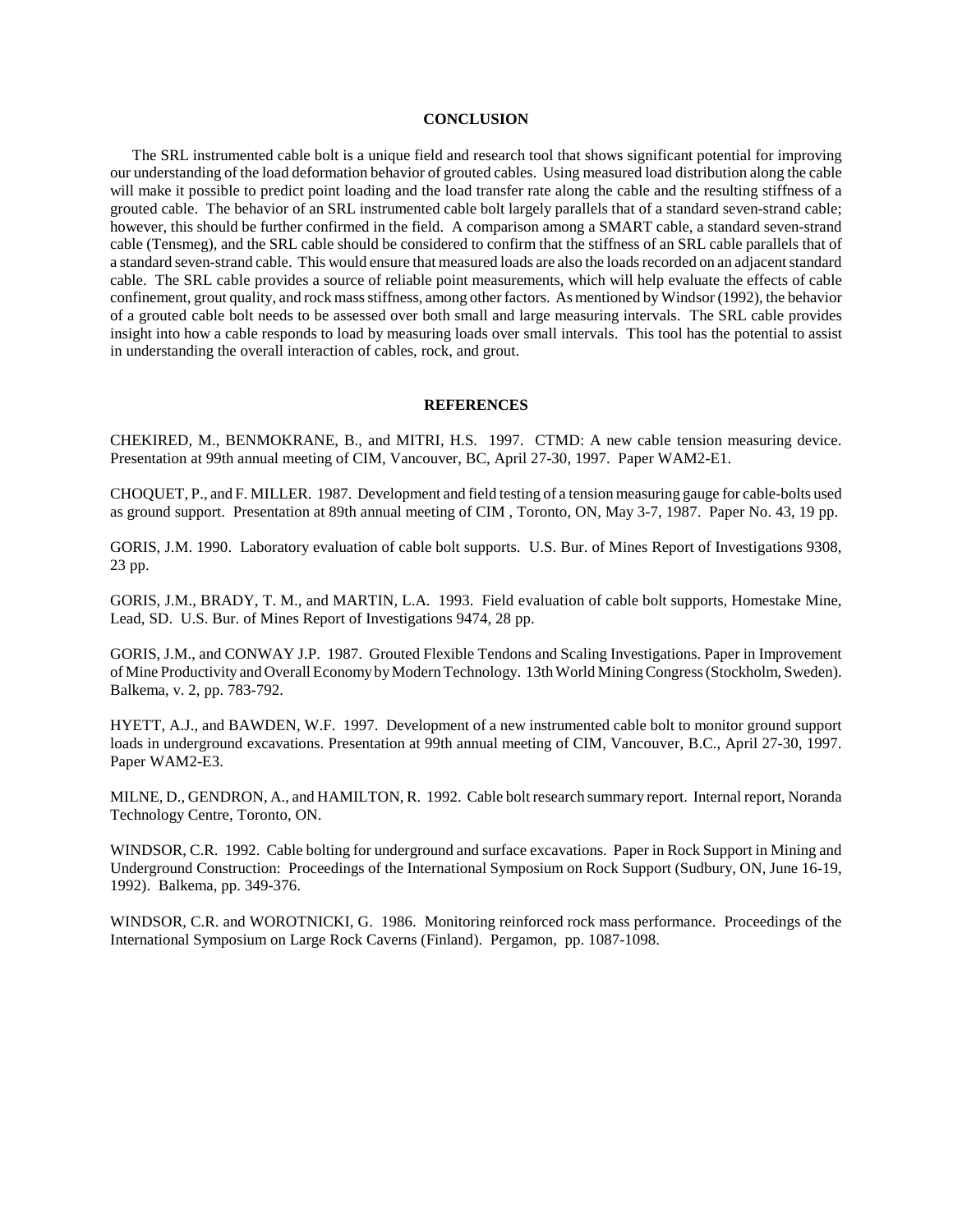## CONCLUSION

The SRL instrumented cable bolt is a unique field and research tool that shows significant potential for improving our understanding of the load deformation behavior of grouted cables. Using measured load distribution along the cable will make it possible to predict point loading and the load transfer rate along the cable and the resulting stiffness of a grouted cable. The behavior of an SRL instrumented cable bolt largely parallels that of a standard seven-strand cable; however, this should be further confirmed in the field. A comparison among a SMART cable, a standard seven-strand cable (Tensmeg), and the SRL cable should be considered to confirm that the stiffness of an SRL cable parallels that of a standard seven-strand cable. This would ensure that measured loads are also the loads recorded on an adjacent standard cable. The SRL cable provides a source of reliable point measurements, which will help evaluate the effects of cable confinement, grout quality, and rock mass stiffness, among other factors. As mentioned by Windsor (1992), the behavior of a grouted cable bolt needs to be assessed over both small and large measuring intervals. The SRL cable provides insight into how a cable responds to load by measuring loads over small intervals. This tool has the potential to assist in understanding the overall interaction of cables, rock, and grout.

## REFERENCES

CHEKIRED, M., BENMOKRANE, B., and MITRI, H.S. 1997. CTMD: A new cable tension measuring device. Presentation at 99th annual meeting of CIM, Vancouver, BC, April 27-30, 1997. Paper WAM2-E1.

CHOQUET, P., and F. MILLER. 1987. Development and field testing of a tension measuring gauge for cable-bolts used as ground support. Presentation at 89th annual meeting of CIM , Toronto, ON, May 3-7, 1987. Paper No. 43, 19 pp.

GORIS, J.M. 1990. Laboratory evaluation of cable bolt supports. U.S. Bur. of Mines Report of Investigations 9308, 23 pp.

GORIS, J.M., BRADY, T. M., and MARTIN, L.A. 1993. Field evaluation of cable bolt supports, Homestake Mine, Lead, SD. U.S. Bur. of Mines Report of Investigations 9474, 28 pp.

GORIS, J.M., and CONWAY J.P. 1987. Grouted Flexible Tendons and Scaling Investigations. Paper in Improvement of Mine Productivity and Overall Economy by Modern Technology. 13th World Mining Congress (Stockholm, Sweden). Balkema, v. 2, pp. 783-792.

HYETT, A.J., and BAWDEN, W.F. 1997. Development of a new instrumented cable bolt to monitor ground support loads in underground excavations. Presentation at 99th annual meeting of CIM, Vancouver, B.C., April 27-30, 1997. Paper WAM2-E3.

MILNE, D., GENDRON, A., and HAMILTON, R. 1992. Cable bolt research summary report. Internal report, Noranda Technology Centre, Toronto, ON.

WINDSOR, C.R. 1992. Cable bolting for underground and surface excavations. Paper in Rock Support in Mining and Underground Construction: Proceedings of the International Symposium on Rock Support (Sudbury, ON, June 16-19, 1992). Balkema, pp. 349-376.

WINDSOR, C.R. and WOROTNICKI, G. 1986. Monitoring reinforced rock mass performance. Proceedings of the International Symposium on Large Rock Caverns (Finland). Pergamon, pp. 1087-1098.